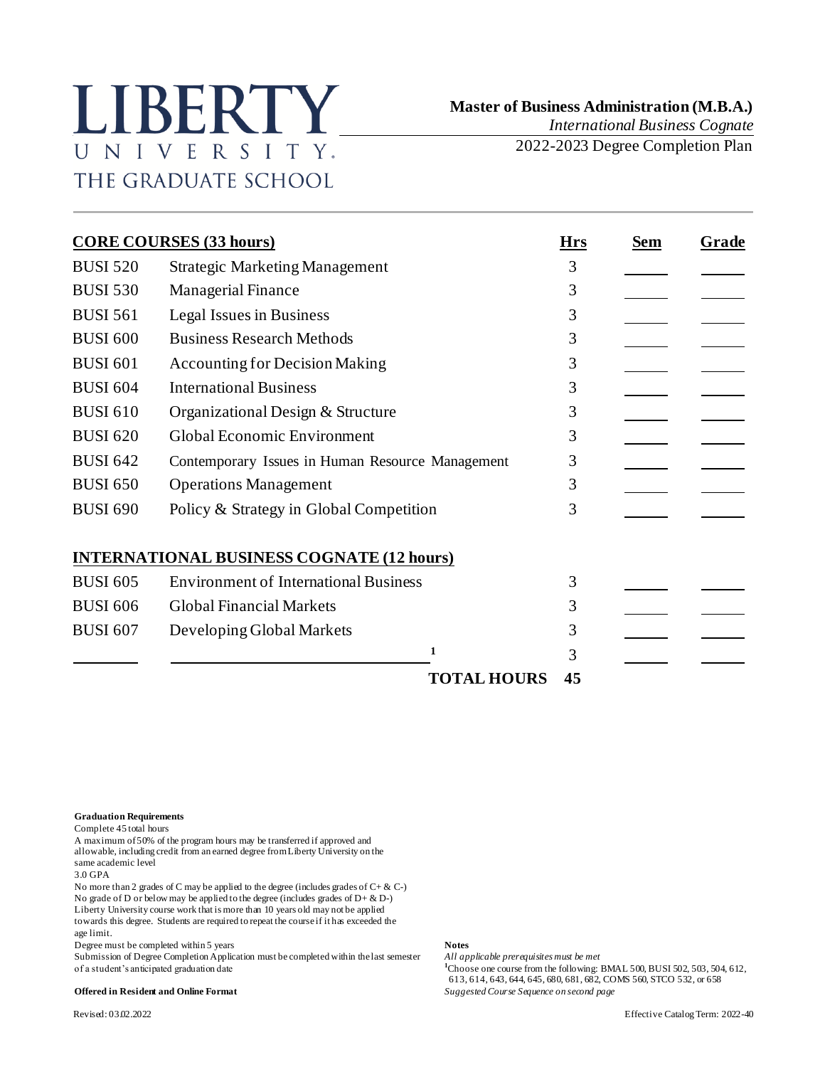# LIBERTY UNIVERSITY. THE GRADUATE SCHOOL

**Master of Business Administration (M.B.A.)**

*International Business Cognate*

2022-2023 Degree Completion Plan

| **CORE COURSES (33 hours)** | | **Hrs** | **Sem** | **Grade** |
|---|---|---|---|---|
| BUSI 520 | Strategic Marketing Management | 3 | | |
| BUSI 530 | Managerial Finance | 3 | | |
| BUSI 561 | Legal Issues in Business | 3 | | |
| BUSI 600 | Business Research Methods | 3 | | |
| BUSI 601 | Accounting for Decision Making | 3 | | |
| BUSI 604 | International Business | 3 | | |
| BUSI 610 | Organizational Design & Structure | 3 | | |
| BUSI 620 | Global Economic Environment | 3 | | |
| BUSI 642 | Contemporary Issues in Human Resource Management | 3 | | |
| BUSI 650 | Operations Management | 3 | | |
| BUSI 690 | Policy & Strategy in Global Competition | 3 | | |
| **INTERNATIONAL BUSINESS COGNATE (12 hours)** | | | | |
| BUSI 605 | Environment of International Business | 3 | | |
| BUSI 606 | Global Financial Markets | 3 | | |
| BUSI 607 | Developing Global Markets | 3 | | |
| ________ | ________ [1] | 3 | | |
| | **TOTAL HOURS** | **45** | | |

**Graduation Requirements**

Complete 45 total hours

A maximum of 50% of the program hours may be transferred if approved and allowable, including credit from an earned degree from Liberty University on the same academic level

3.0 GPA

No more than 2 grades of C may be applied to the degree (includes grades of C+ & C-)

No grade of D or below may be applied to the degree (includes grades of D+ & D-)

Liberty University course work that is more than 10 years old may not be applied towards this degree. Students are required to repeat the course if it has exceeded the age limit.

Degree must be completed within 5 years

Submission of Degree Completion Application must be completed within the last semester of a student's anticipated graduation date

**Offered in Resident and Online Format**

**Notes**

*All applicable prerequisites must be met*

[1] Choose one course from the following: BMAL 500, BUSI 502, 503, 504, 612, 613, 614, 643, 644, 645, 680, 681, 682, COMS 560, STCO 532, or 658

*Suggested Course Sequence on second page*

Revised: 03.02.2022

Effective Catalog Term: 2022-40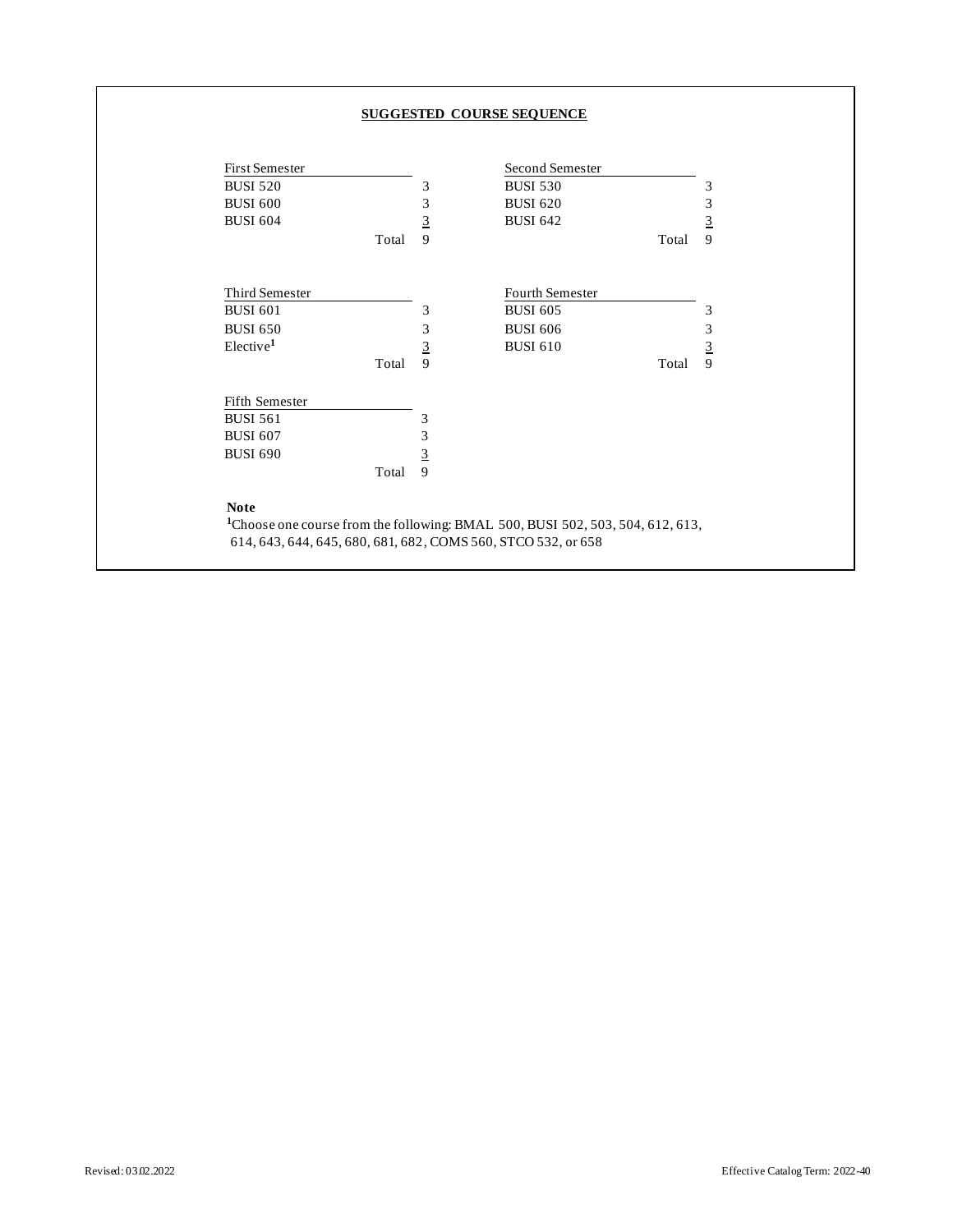## SUGGESTED COURSE SEQUENCE

| First Semester | |
|---|---|
| BUSI 520 | 3 |
| BUSI 600 | 3 |
| BUSI 604 | 3 |
| Total | 9 |

| Second Semester | |
|---|---|
| BUSI 530 | 3 |
| BUSI 620 | 3 |
| BUSI 642 | 3 |
| Total | 9 |

| Third Semester | |
|---|---|
| BUSI 601 | 3 |
| BUSI 650 | 3 |
| Elective[1] | 3 |
| Total | 9 |

| Fourth Semester | |
|---|---|
| BUSI 605 | 3 |
| BUSI 606 | 3 |
| BUSI 610 | 3 |
| Total | 9 |

| Fifth Semester | |
|---|---|
| BUSI 561 | 3 |
| BUSI 607 | 3 |
| BUSI 690 | 3 |
| Total | 9 |

**Note**

[1]Choose one course from the following: BMAL 500, BUSI 502, 503, 504, 612, 613, 614, 643, 644, 645, 680, 681, 682, COMS 560, STCO 532, or 658